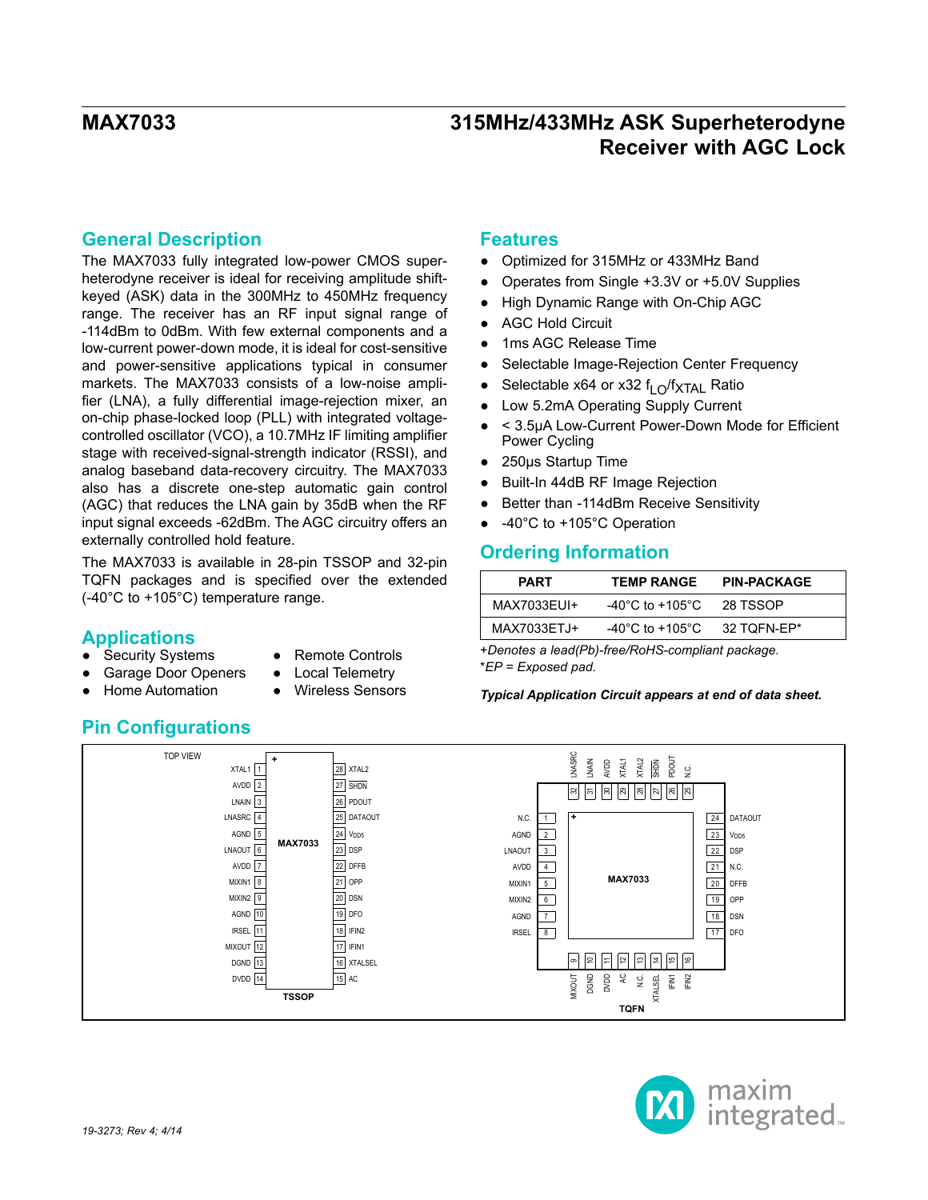# MAX7033

# 315MHz/433MHz ASK Superheterodyne Receiver with AGC Lock

## General Description

The MAX7033 fully integrated low-power CMOS superheterodyne receiver is ideal for receiving amplitude shift-keyed (ASK) data in the 300MHz to 450MHz frequency range. The receiver has an RF input signal range of -114dBm to 0dBm. With few external components and a low-current power-down mode, it is ideal for cost-sensitive and power-sensitive applications typical in consumer markets. The MAX7033 consists of a low-noise amplifier (LNA), a fully differential image-rejection mixer, an on-chip phase-locked loop (PLL) with integrated voltage-controlled oscillator (VCO), a 10.7MHz IF limiting amplifier stage with received-signal-strength indicator (RSSI), and analog baseband data-recovery circuitry. The MAX7033 also has a discrete one-step automatic gain control (AGC) that reduces the LNA gain by 35dB when the RF input signal exceeds -62dBm. The AGC circuitry offers an externally controlled hold feature.

The MAX7033 is available in 28-pin TSSOP and 32-pin TQFN packages and is specified over the extended (-40°C to +105°C) temperature range.

## Applications

- Security Systems
- Garage Door Openers
- Home Automation
- Remote Controls
- Local Telemetry
- Wireless Sensors

## Features

- Optimized for 315MHz or 433MHz Band
- Operates from Single +3.3V or +5.0V Supplies
- High Dynamic Range with On-Chip AGC
- AGC Hold Circuit
- 1ms AGC Release Time
- Selectable Image-Rejection Center Frequency
- Selectable x64 or x32 $f_{LO}/f_{XTAL}$ Ratio
- Low 5.2mA Operating Supply Current
- < 3.5µA Low-Current Power-Down Mode for Efficient Power Cycling
- 250µs Startup Time
- Built-In 44dB RF Image Rejection
- Better than -114dBm Receive Sensitivity
- -40°C to +105°C Operation

## Ordering Information

| PART | TEMP RANGE | PIN-PACKAGE |
|---|---|---|
| MAX7033EUI+ | -40°C to +105°C | 28 TSSOP |
| MAX7033ETJ+ | -40°C to +105°C | 32 TQFN-EP* |

*+Denotes a lead(Pb)-free/RoHS-compliant package.*
**EP = Exposed pad.*

***Typical Application Circuit appears at end of data sheet.***

## Pin Configurations

TOP VIEW

**TSSOP**

| Pin | Name | Pin | Name |
|---|---|---|---|
| 1 | XTAL1 | 28 | XTAL2 |
| 2 | AVDD | 27 | SHDN |
| 3 | LNAIN | 26 | PDOUT |
| 4 | LNASRC | 25 | DATAOUT |
| 5 | AGND | 24 | VDD5 |
| 6 | LNAOUT | 23 | DSP |
| 7 | AVDD | 22 | DFFB |
| 8 | MIXIN1 | 21 | OPP |
| 9 | MIXIN2 | 20 | DSN |
| 10 | AGND | 19 | DFO |
| 11 | IRSEL | 18 | IFIN2 |
| 12 | MIXOUT | 17 | IFIN1 |
| 13 | DGND | 16 | XTALSEL |
| 14 | DVDD | 15 | AC |

**TQFN**

| Pin | Name | Pin | Name | Pin | Name | Pin | Name |
|---|---|---|---|---|---|---|---|
| 1 | N.C. | 9 | MIXOUT | 17 | DFO | 25 | N.C. |
| 2 | AGND | 10 | DGND | 18 | DSN | 26 | PDOUT |
| 3 | LNAOUT | 11 | DVDD | 19 | OPP | 27 | SHDN |
| 4 | AVDD | 12 | AC | 20 | DFFB | 28 | XTAL2 |
| 5 | MIXIN1 | 13 | N.C. | 21 | N.C. | 29 | XTAL1 |
| 6 | MIXIN2 | 14 | XTALSEL | 22 | DSP | 30 | AVDD |
| 7 | AGND | 15 | IFIN1 | 23 | VDD5 | 31 | LNAIN |
| 8 | IRSEL | 16 | IFIN2 | 24 | DATAOUT | 32 | LNASRC |

19-3273; Rev 4; 4/14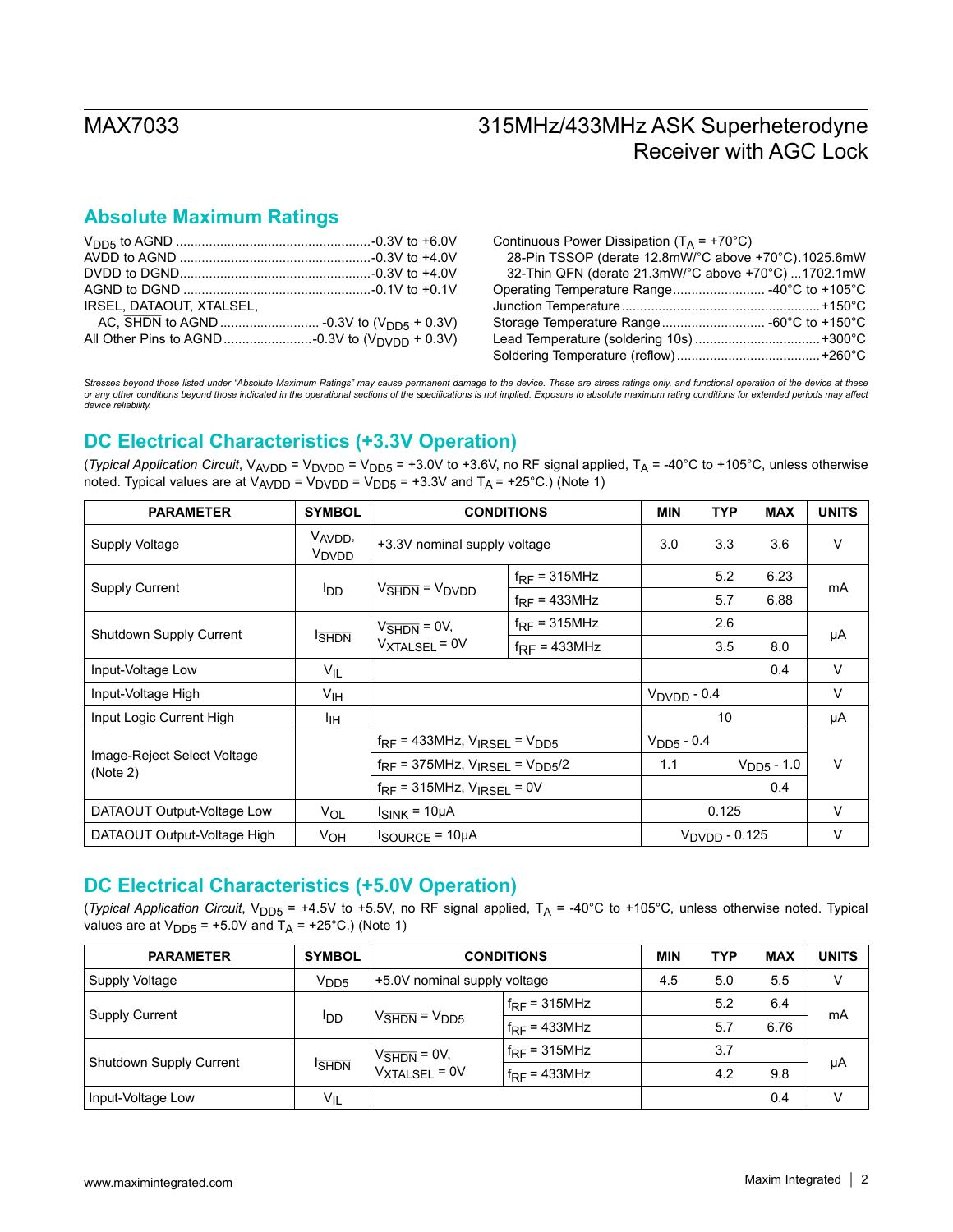## Absolute Maximum Ratings

$V_{DD5}$ to AGND ....................................................-0.3V to +6.0V
AVDD to AGND ....................................................-0.3V to +4.0V
DVDD to DGND....................................................-0.3V to +4.0V
AGND to DGND ...................................................-0.1V to +0.1V
IRSEL, DATAOUT, XTALSEL,
AC, $\overline{SHDN}$ to AGND ........................... -0.3V to ($V_{DD5}$ + 0.3V)
All Other Pins to AGND........................-0.3V to ($V_{DVDD}$ + 0.3V)

Continuous Power Dissipation ($T_A$ = +70°C)
28-Pin TSSOP (derate 12.8mW/°C above +70°C).1025.6mW
32-Thin QFN (derate 21.3mW/°C above +70°C) ...1702.1mW
Operating Temperature Range......................... -40°C to +105°C
Junction Temperature.....................................................+150°C
Storage Temperature Range........................... -60°C to +150°C
Lead Temperature (soldering 10s) .................................+300°C
Soldering Temperature (reflow).......................................+260°C

*Stresses beyond those listed under "Absolute Maximum Ratings" may cause permanent damage to the device. These are stress ratings only, and functional operation of the device at these or any other conditions beyond those indicated in the operational sections of the specifications is not implied. Exposure to absolute maximum rating conditions for extended periods may affect device reliability.*

## DC Electrical Characteristics (+3.3V Operation)

(*Typical Application Circuit*, $V_{AVDD}$ = $V_{DVDD}$ = $V_{DD5}$ = +3.0V to +3.6V, no RF signal applied, $T_A$ = -40°C to +105°C, unless otherwise noted. Typical values are at $V_{AVDD}$ = $V_{DVDD}$ = $V_{DD5}$ = +3.3V and $T_A$ = +25°C.) (Note 1)

| PARAMETER | SYMBOL | CONDITIONS | | MIN | TYP | MAX | UNITS |
|---|---|---|---|---|---|---|---|
| Supply Voltage | $V_{AVDD}$, $V_{DVDD}$ | +3.3V nominal supply voltage | | 3.0 | 3.3 | 3.6 | V |
| Supply Current | $I_{DD}$ | $V_{\overline{SHDN}}$ = $V_{DVDD}$ | $f_{RF}$ = 315MHz | | 5.2 | 6.23 | mA |
| | | | $f_{RF}$ = 433MHz | | 5.7 | 6.88 | |
| Shutdown Supply Current | $I_{\overline{SHDN}}$ | $V_{\overline{SHDN}}$ = 0V, $V_{XTALSEL}$ = 0V | $f_{RF}$ = 315MHz | | 2.6 | | µA |
| | | | $f_{RF}$ = 433MHz | | 3.5 | 8.0 | |
| Input-Voltage Low | $V_{IL}$ | | | | | 0.4 | V |
| Input-Voltage High | $V_{IH}$ | | | $V_{DVDD}$ - 0.4 | | | V |
| Input Logic Current High | $I_{IH}$ | | | | 10 | | µA |
| Image-Reject Select Voltage (Note 2) | | $f_{RF}$ = 433MHz, $V_{IRSEL}$ = $V_{DD5}$ | | $V_{DD5}$ - 0.4 | | | V |
| | | $f_{RF}$ = 375MHz, $V_{IRSEL}$ = $V_{DD5}$/2 | | 1.1 | | $V_{DD5}$ - 1.0 | |
| | | $f_{RF}$ = 315MHz, $V_{IRSEL}$ = 0V | | | | 0.4 | |
| DATAOUT Output-Voltage Low | $V_{OL}$ | $I_{SINK}$ = 10µA | | | 0.125 | | V |
| DATAOUT Output-Voltage High | $V_{OH}$ | $I_{SOURCE}$ = 10µA | | | $V_{DVDD}$ - 0.125 | | V |

## DC Electrical Characteristics (+5.0V Operation)

(*Typical Application Circuit*, $V_{DD5}$ = +4.5V to +5.5V, no RF signal applied, $T_A$ = -40°C to +105°C, unless otherwise noted. Typical values are at $V_{DD5}$ = +5.0V and $T_A$ = +25°C.) (Note 1)

| PARAMETER | SYMBOL | CONDITIONS | | MIN | TYP | MAX | UNITS |
|---|---|---|---|---|---|---|---|
| Supply Voltage | $V_{DD5}$ | +5.0V nominal supply voltage | | 4.5 | 5.0 | 5.5 | V |
| Supply Current | $I_{DD}$ | $V_{\overline{SHDN}}$ = $V_{DD5}$ | $f_{RF}$ = 315MHz | | 5.2 | 6.4 | mA |
| | | | $f_{RF}$ = 433MHz | | 5.7 | 6.76 | |
| Shutdown Supply Current | $I_{\overline{SHDN}}$ | $V_{\overline{SHDN}}$ = 0V, $V_{XTALSEL}$ = 0V | $f_{RF}$ = 315MHz | | 3.7 | | µA |
| | | | $f_{RF}$ = 433MHz | | 4.2 | 9.8 | |
| Input-Voltage Low | $V_{IL}$ | | | | | 0.4 | V |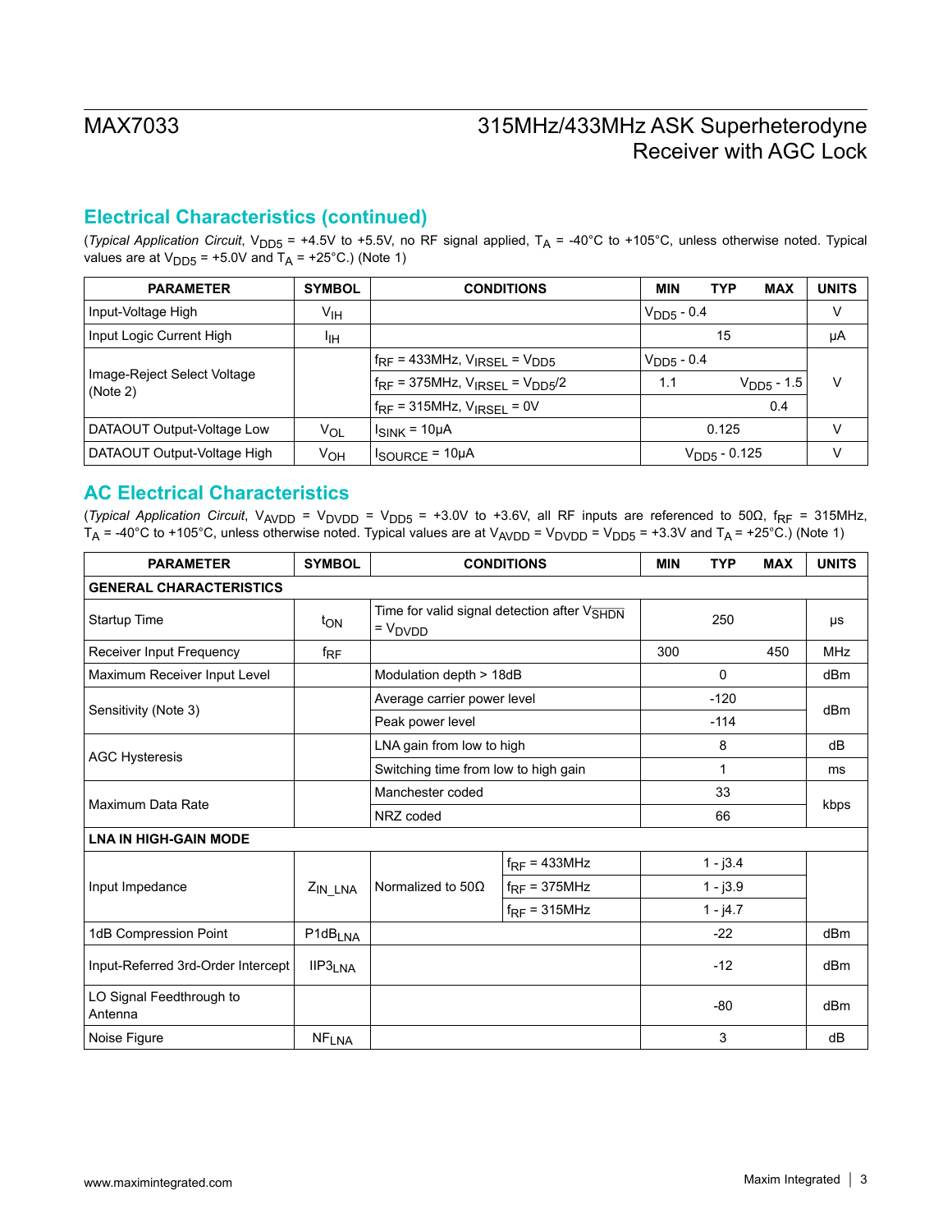## Electrical Characteristics (continued)

(*Typical Application Circuit*, $V_{DD5}$ = +4.5V to +5.5V, no RF signal applied, $T_A$ = -40°C to +105°C, unless otherwise noted. Typical values are at $V_{DD5}$ = +5.0V and $T_A$ = +25°C.) (Note 1)

| PARAMETER | SYMBOL | CONDITIONS | MIN | TYP | MAX | UNITS |
|---|---|---|---|---|---|---|
| Input-Voltage High | $V_{IH}$ | | $V_{DD5}$ - 0.4 | | | V |
| Input Logic Current High | $I_{IH}$ | | | 15 | | µA |
| Image-Reject Select Voltage (Note 2) | | $f_{RF}$ = 433MHz, $V_{IRSEL}$ = $V_{DD5}$ | $V_{DD5}$ - 0.4 | | | V |
| | | $f_{RF}$ = 375MHz, $V_{IRSEL}$ = $V_{DD5}$/2 | 1.1 | | $V_{DD5}$ - 1.5 | |
| | | $f_{RF}$ = 315MHz, $V_{IRSEL}$ = 0V | | | 0.4 | |
| DATAOUT Output-Voltage Low | $V_{OL}$ | $I_{SINK}$ = 10µA | | 0.125 | | V |
| DATAOUT Output-Voltage High | $V_{OH}$ | $I_{SOURCE}$ = 10µA | | $V_{DD5}$ - 0.125 | | V |

## AC Electrical Characteristics

(*Typical Application Circuit*, $V_{AVDD}$ = $V_{DVDD}$ = $V_{DD5}$ = +3.0V to +3.6V, all RF inputs are referenced to 50Ω, $f_{RF}$ = 315MHz, $T_A$ = -40°C to +105°C, unless otherwise noted. Typical values are at $V_{AVDD}$ = $V_{DVDD}$ = $V_{DD5}$ = +3.3V and $T_A$ = +25°C.) (Note 1)

| PARAMETER | SYMBOL | CONDITIONS | | MIN | TYP | MAX | UNITS |
|---|---|---|---|---|---|---|---|
| **GENERAL CHARACTERISTICS** | | | | | | | |
| Startup Time | $t_{ON}$ | Time for valid signal detection after $V_{\overline{SHDN}}$ = $V_{DVDD}$ | | | 250 | | µs |
| Receiver Input Frequency | $f_{RF}$ | | | 300 | | 450 | MHz |
| Maximum Receiver Input Level | | Modulation depth > 18dB | | | 0 | | dBm |
| Sensitivity (Note 3) | | Average carrier power level | | | -120 | | dBm |
| | | Peak power level | | | -114 | | |
| AGC Hysteresis | | LNA gain from low to high | | | 8 | | dB |
| | | Switching time from low to high gain | | | 1 | | ms |
| Maximum Data Rate | | Manchester coded | | | 33 | | kbps |
| | | NRZ coded | | | 66 | | |
| **LNA IN HIGH-GAIN MODE** | | | | | | | |
| Input Impedance | $Z_{IN\_LNA}$ | Normalized to 50Ω | $f_{RF}$ = 433MHz | | 1 - j3.4 | | |
| | | | $f_{RF}$ = 375MHz | | 1 - j3.9 | | |
| | | | $f_{RF}$ = 315MHz | | 1 - j4.7 | | |
| 1dB Compression Point | $P1dB_{LNA}$ | | | | -22 | | dBm |
| Input-Referred 3rd-Order Intercept | $IIP3_{LNA}$ | | | | -12 | | dBm |
| LO Signal Feedthrough to Antenna | | | | | -80 | | dBm |
| Noise Figure | $NF_{LNA}$ | | | | 3 | | dB |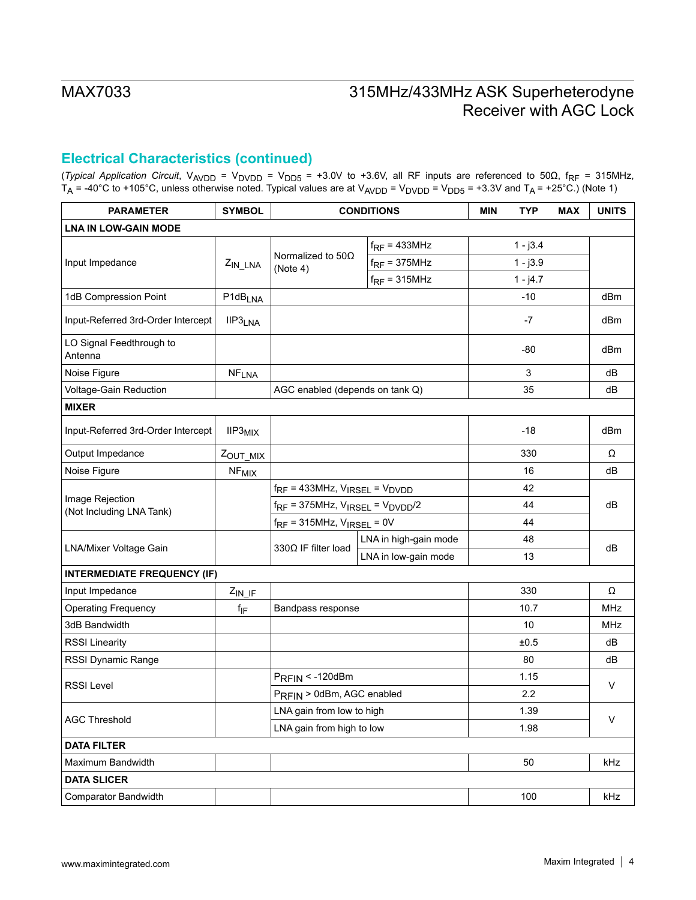## Electrical Characteristics (continued)

(*Typical Application Circuit*, $V_{AVDD}$ = $V_{DVDD}$ = $V_{DD5}$ = +3.0V to +3.6V, all RF inputs are referenced to 50Ω, $f_{RF}$ = 315MHz, $T_A$ = -40°C to +105°C, unless otherwise noted. Typical values are at $V_{AVDD}$ = $V_{DVDD}$ = $V_{DD5}$ = +3.3V and $T_A$ = +25°C.) (Note 1)

| PARAMETER | SYMBOL | CONDITIONS | | MIN | TYP | MAX | UNITS |
|---|---|---|---|---|---|---|---|
| **LNA IN LOW-GAIN MODE** | | | | | | | |
| Input Impedance | $Z_{IN\_LNA}$ | Normalized to 50Ω (Note 4) | $f_{RF}$ = 433MHz | | 1 - j3.4 | | |
| | | | $f_{RF}$ = 375MHz | | 1 - j3.9 | | |
| | | | $f_{RF}$ = 315MHz | | 1 - j4.7 | | |
| 1dB Compression Point | $P1dB_{LNA}$ | | | | -10 | | dBm |
| Input-Referred 3rd-Order Intercept | $IIP3_{LNA}$ | | | | -7 | | dBm |
| LO Signal Feedthrough to Antenna | | | | | -80 | | dBm |
| Noise Figure | $NF_{LNA}$ | | | | 3 | | dB |
| Voltage-Gain Reduction | | AGC enabled (depends on tank Q) | | | 35 | | dB |
| **MIXER** | | | | | | | |
| Input-Referred 3rd-Order Intercept | $IIP3_{MIX}$ | | | | -18 | | dBm |
| Output Impedance | $Z_{OUT\_MIX}$ | | | | 330 | | Ω |
| Noise Figure | $NF_{MIX}$ | | | | 16 | | dB |
| Image Rejection (Not Including LNA Tank) | | $f_{RF}$ = 433MHz, $V_{IRSEL}$ = $V_{DVDD}$ | | | 42 | | dB |
| | | $f_{RF}$ = 375MHz, $V_{IRSEL}$ = $V_{DVDD}$/2 | | | 44 | | |
| | | $f_{RF}$ = 315MHz, $V_{IRSEL}$ = 0V | | | 44 | | |
| LNA/Mixer Voltage Gain | | 330Ω IF filter load | LNA in high-gain mode | | 48 | | dB |
| | | | LNA in low-gain mode | | 13 | | |
| **INTERMEDIATE FREQUENCY (IF)** | | | | | | | |
| Input Impedance | $Z_{IN\_IF}$ | | | | 330 | | Ω |
| Operating Frequency | $f_{IF}$ | Bandpass response | | | 10.7 | | MHz |
| 3dB Bandwidth | | | | | 10 | | MHz |
| RSSI Linearity | | | | | ±0.5 | | dB |
| RSSI Dynamic Range | | | | | 80 | | dB |
| RSSI Level | | $P_{RFIN}$ < -120dBm | | | 1.15 | | V |
| | | $P_{RFIN}$ > 0dBm, AGC enabled | | | 2.2 | | |
| AGC Threshold | | LNA gain from low to high | | | 1.39 | | V |
| | | LNA gain from high to low | | | 1.98 | | |
| **DATA FILTER** | | | | | | | |
| Maximum Bandwidth | | | | | 50 | | kHz |
| **DATA SLICER** | | | | | | | |
| Comparator Bandwidth | | | | | 100 | | kHz |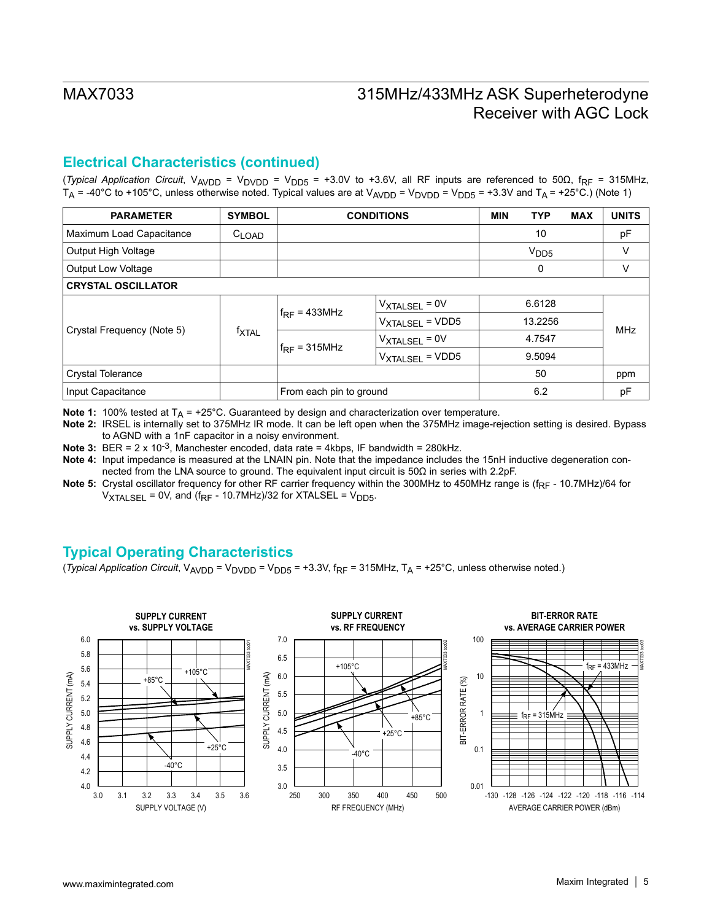## Electrical Characteristics (continued)

(*Typical Application Circuit*, $V_{AVDD}$ = $V_{DVDD}$ = $V_{DD5}$ = +3.0V to +3.6V, all RF inputs are referenced to 50Ω, $f_{RF}$ = 315MHz, $T_A$ = -40°C to +105°C, unless otherwise noted. Typical values are at $V_{AVDD}$ = $V_{DVDD}$ = $V_{DD5}$ = +3.3V and $T_A$ = +25°C.) (Note 1)

| PARAMETER | SYMBOL | CONDITIONS | | MIN | TYP | MAX | UNITS |
|---|---|---|---|---|---|---|---|
| Maximum Load Capacitance | $C_{LOAD}$ | | | | 10 | | pF |
| Output High Voltage | | | | | $V_{DD5}$ | | V |
| Output Low Voltage | | | | | 0 | | V |
| **CRYSTAL OSCILLATOR** | | | | | | | |
| Crystal Frequency (Note 5) | $f_{XTAL}$ | $f_{RF}$ = 433MHz | $V_{XTALSEL}$ = 0V | | 6.6128 | | MHz |
| | | | $V_{XTALSEL}$ = VDD5 | | 13.2256 | | |
| | | $f_{RF}$ = 315MHz | $V_{XTALSEL}$ = 0V | | 4.7547 | | |
| | | | $V_{XTALSEL}$ = VDD5 | | 9.5094 | | |
| Crystal Tolerance | | | | | 50 | | ppm |
| Input Capacitance | | From each pin to ground | | | 6.2 | | pF |

**Note 1:** 100% tested at $T_A$ = +25°C. Guaranteed by design and characterization over temperature.

**Note 2:** IRSEL is internally set to 375MHz IR mode. It can be left open when the 375MHz image-rejection setting is desired. Bypass to AGND with a 1nF capacitor in a noisy environment.

**Note 3:** BER = 2 x $10^{-3}$, Manchester encoded, data rate = 4kbps, IF bandwidth = 280kHz.

**Note 4:** Input impedance is measured at the LNAIN pin. Note that the impedance includes the 15nH inductive degeneration connected from the LNA source to ground. The equivalent input circuit is 50Ω in series with 2.2pF.

**Note 5:** Crystal oscillator frequency for other RF carrier frequency within the 300MHz to 450MHz range is ($f_{RF}$ - 10.7MHz)/64 for $V_{XTALSEL}$ = 0V, and ($f_{RF}$ - 10.7MHz)/32 for XTALSEL = $V_{DD5}$.

## Typical Operating Characteristics

(*Typical Application Circuit*, $V_{AVDD}$ = $V_{DVDD}$ = $V_{DD5}$ = +3.3V, $f_{RF}$ = 315MHz, $T_A$ = +25°C, unless otherwise noted.)

SUPPLY CURRENT vs. SUPPLY VOLTAGE

SUPPLY CURRENT vs. RF FREQUENCY

BIT-ERROR RATE vs. AVERAGE CARRIER POWER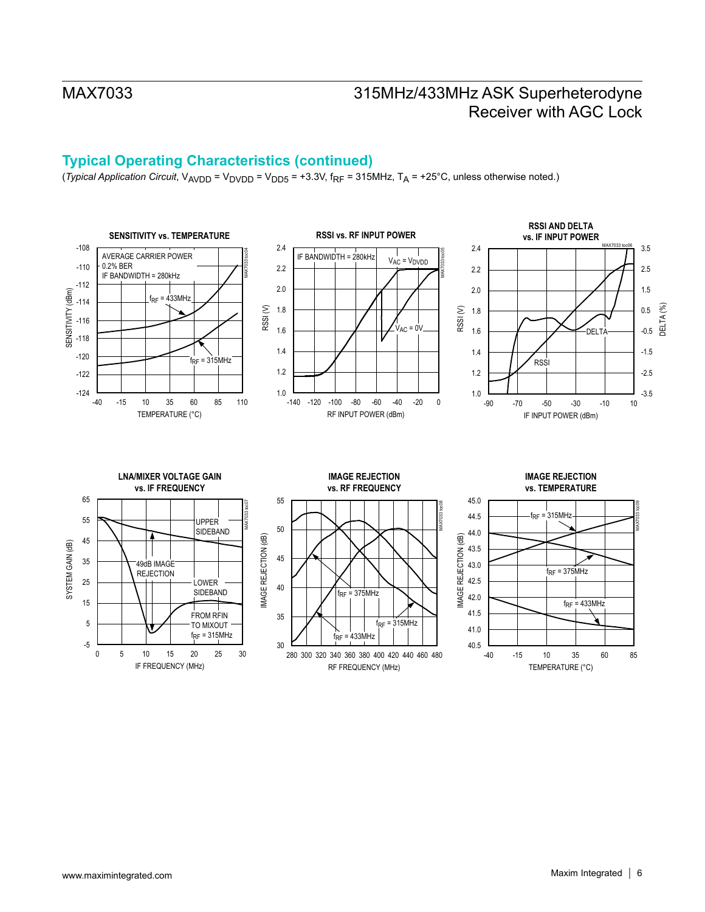## Typical Operating Characteristics (continued)

(*Typical Application Circuit*, $V_{AVDD}$ = $V_{DVDD}$ = $V_{DD5}$ = +3.3V, $f_{RF}$ = 315MHz, $T_A$ = +25°C, unless otherwise noted.)

**SENSITIVITY vs. TEMPERATURE**

AVERAGE CARRIER POWER
0.2% BER
IF BANDWIDTH = 280kHz

$f_{RF}$ = 433MHz
$f_{RF}$ = 315MHz

SENSITIVITY (dBm): -108, -110, -112, -114, -116, -118, -120, -122, -124
TEMPERATURE (°C): -40, -15, 10, 35, 60, 85, 110

**RSSI vs. RF INPUT POWER**

IF BANDWIDTH = 280kHz
$V_{AC}$ = $V_{DVDD}$
$V_{AC}$ = 0V

RSSI (V): 1.0, 1.2, 1.4, 1.6, 1.8, 2.0, 2.2, 2.4
RF INPUT POWER (dBm): -140, -120, -100, -80, -60, -40, -20, 0

**RSSI AND DELTA vs. IF INPUT POWER**

RSSI
DELTA

RSSI (V): 1.0, 1.2, 1.4, 1.6, 1.8, 2.0, 2.2, 2.4
DELTA (%): -3.5, -2.5, -1.5, -0.5, 0.5, 1.5, 2.5, 3.5
IF INPUT POWER (dBm): -90, -70, -50, -30, -10, 10

**LNA/MIXER VOLTAGE GAIN vs. IF FREQUENCY**

UPPER SIDEBAND
49dB IMAGE REJECTION
LOWER SIDEBAND
FROM RFIN TO MIXOUT
$f_{RF}$ = 315MHz

SYSTEM GAIN (dB): -5, 5, 15, 25, 35, 45, 55, 65
IF FREQUENCY (MHz): 0, 5, 10, 15, 20, 25, 30

**IMAGE REJECTION vs. RF FREQUENCY**

$f_{RF}$ = 375MHz
$f_{RF}$ = 315MHz
$f_{RF}$ = 433MHz

IMAGE REJECTION (dB): 30, 35, 40, 45, 50, 55
RF FREQUENCY (MHz): 280, 300, 320, 340, 360, 380, 400, 420, 440, 460, 480

**IMAGE REJECTION vs. TEMPERATURE**

$f_{RF}$ = 315MHz
$f_{RF}$ = 375MHz
$f_{RF}$ = 433MHz

IMAGE REJECTION (dB): 40.5, 41.0, 41.5, 42.0, 42.5, 43.0, 43.5, 44.0, 44.5, 45.0
TEMPERATURE (°C): -40, -15, 10, 35, 60, 85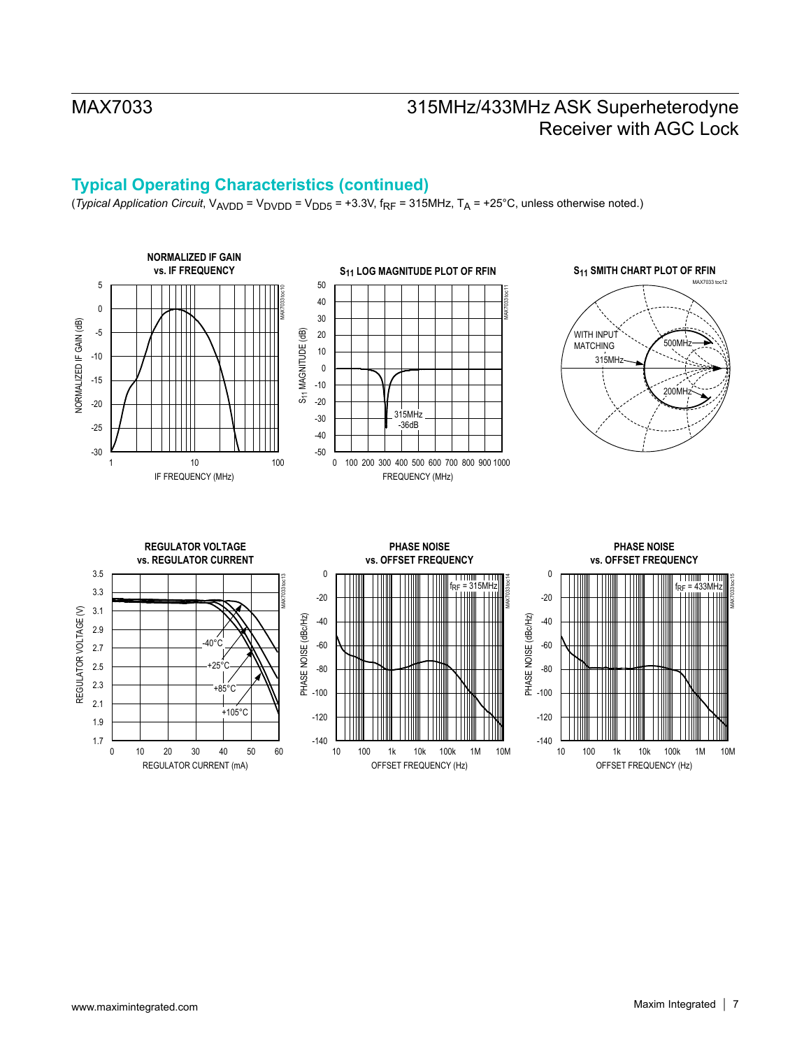## Typical Operating Characteristics (continued)

(*Typical Application Circuit*, $V_{AVDD} = V_{DVDD} = V_{DD5}$ = +3.3V, $f_{RF}$ = 315MHz, $T_A$ = +25°C, unless otherwise noted.)

**NORMALIZED IF GAIN vs. IF FREQUENCY**

**$S_{11}$ LOG MAGNITUDE PLOT OF RFIN**

**$S_{11}$ SMITH CHART PLOT OF RFIN**

**REGULATOR VOLTAGE vs. REGULATOR CURRENT**

**PHASE NOISE vs. OFFSET FREQUENCY** ($f_{RF}$ = 315MHz)

**PHASE NOISE vs. OFFSET FREQUENCY** ($f_{RF}$ = 433MHz)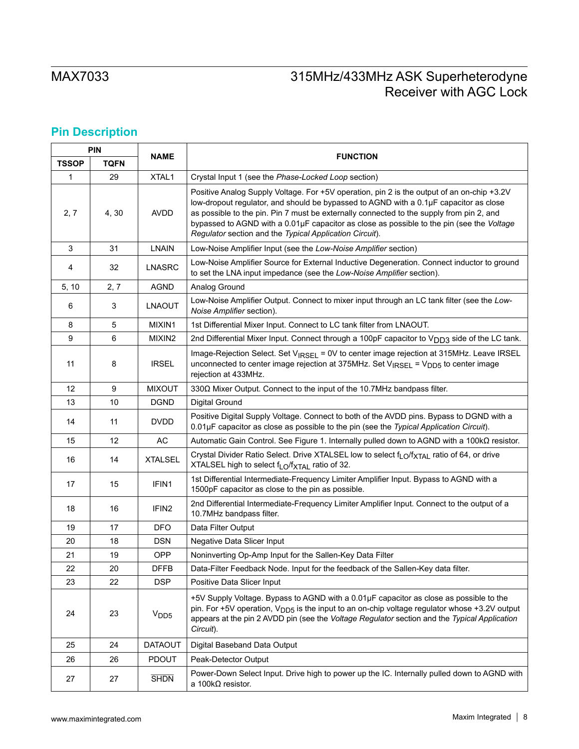## Pin Description

| PIN | | NAME | FUNCTION |
|---|---|---|---|
| TSSOP | TQFN | | |
| 1 | 29 | XTAL1 | Crystal Input 1 (see the *Phase-Locked Loop* section) |
| 2, 7 | 4, 30 | AVDD | Positive Analog Supply Voltage. For +5V operation, pin 2 is the output of an on-chip +3.2V low-dropout regulator, and should be bypassed to AGND with a 0.1µF capacitor as close as possible to the pin. Pin 7 must be externally connected to the supply from pin 2, and bypassed to AGND with a 0.01µF capacitor as close as possible to the pin (see the *Voltage Regulator* section and the *Typical Application Circuit*). |
| 3 | 31 | LNAIN | Low-Noise Amplifier Input (see the *Low-Noise Amplifier* section) |
| 4 | 32 | LNASRC | Low-Noise Amplifier Source for External Inductive Degeneration. Connect inductor to ground to set the LNA input impedance (see the *Low-Noise Amplifier* section). |
| 5, 10 | 2, 7 | AGND | Analog Ground |
| 6 | 3 | LNAOUT | Low-Noise Amplifier Output. Connect to mixer input through an LC tank filter (see the *Low-Noise Amplifier* section). |
| 8 | 5 | MIXIN1 | 1st Differential Mixer Input. Connect to LC tank filter from LNAOUT. |
| 9 | 6 | MIXIN2 | 2nd Differential Mixer Input. Connect through a 100pF capacitor to $V_{DD3}$ side of the LC tank. |
| 11 | 8 | IRSEL | Image-Rejection Select. Set $V_{IRSEL}$ = 0V to center image rejection at 315MHz. Leave IRSEL unconnected to center image rejection at 375MHz. Set $V_{IRSEL}$ = $V_{DD5}$ to center image rejection at 433MHz. |
| 12 | 9 | MIXOUT | 330Ω Mixer Output. Connect to the input of the 10.7MHz bandpass filter. |
| 13 | 10 | DGND | Digital Ground |
| 14 | 11 | DVDD | Positive Digital Supply Voltage. Connect to both of the AVDD pins. Bypass to DGND with a 0.01µF capacitor as close as possible to the pin (see the *Typical Application Circuit*). |
| 15 | 12 | AC | Automatic Gain Control. See Figure 1. Internally pulled down to AGND with a 100kΩ resistor. |
| 16 | 14 | XTALSEL | Crystal Divider Ratio Select. Drive XTALSEL low to select $f_{LO}/f_{XTAL}$ ratio of 64, or drive XTALSEL high to select $f_{LO}/f_{XTAL}$ ratio of 32. |
| 17 | 15 | IFIN1 | 1st Differential Intermediate-Frequency Limiter Amplifier Input. Bypass to AGND with a 1500pF capacitor as close to the pin as possible. |
| 18 | 16 | IFIN2 | 2nd Differential Intermediate-Frequency Limiter Amplifier Input. Connect to the output of a 10.7MHz bandpass filter. |
| 19 | 17 | DFO | Data Filter Output |
| 20 | 18 | DSN | Negative Data Slicer Input |
| 21 | 19 | OPP | Noninverting Op-Amp Input for the Sallen-Key Data Filter |
| 22 | 20 | DFFB | Data-Filter Feedback Node. Input for the feedback of the Sallen-Key data filter. |
| 23 | 22 | DSP | Positive Data Slicer Input |
| 24 | 23 | $V_{DD5}$ | +5V Supply Voltage. Bypass to AGND with a 0.01µF capacitor as close as possible to the pin. For +5V operation, $V_{DD5}$ is the input to an on-chip voltage regulator whose +3.2V output appears at the pin 2 AVDD pin (see the *Voltage Regulator* section and the *Typical Application Circuit*). |
| 25 | 24 | DATAOUT | Digital Baseband Data Output |
| 26 | 26 | PDOUT | Peak-Detector Output |
| 27 | 27 | $\overline{SHDN}$ | Power-Down Select Input. Drive high to power up the IC. Internally pulled down to AGND with a 100kΩ resistor. |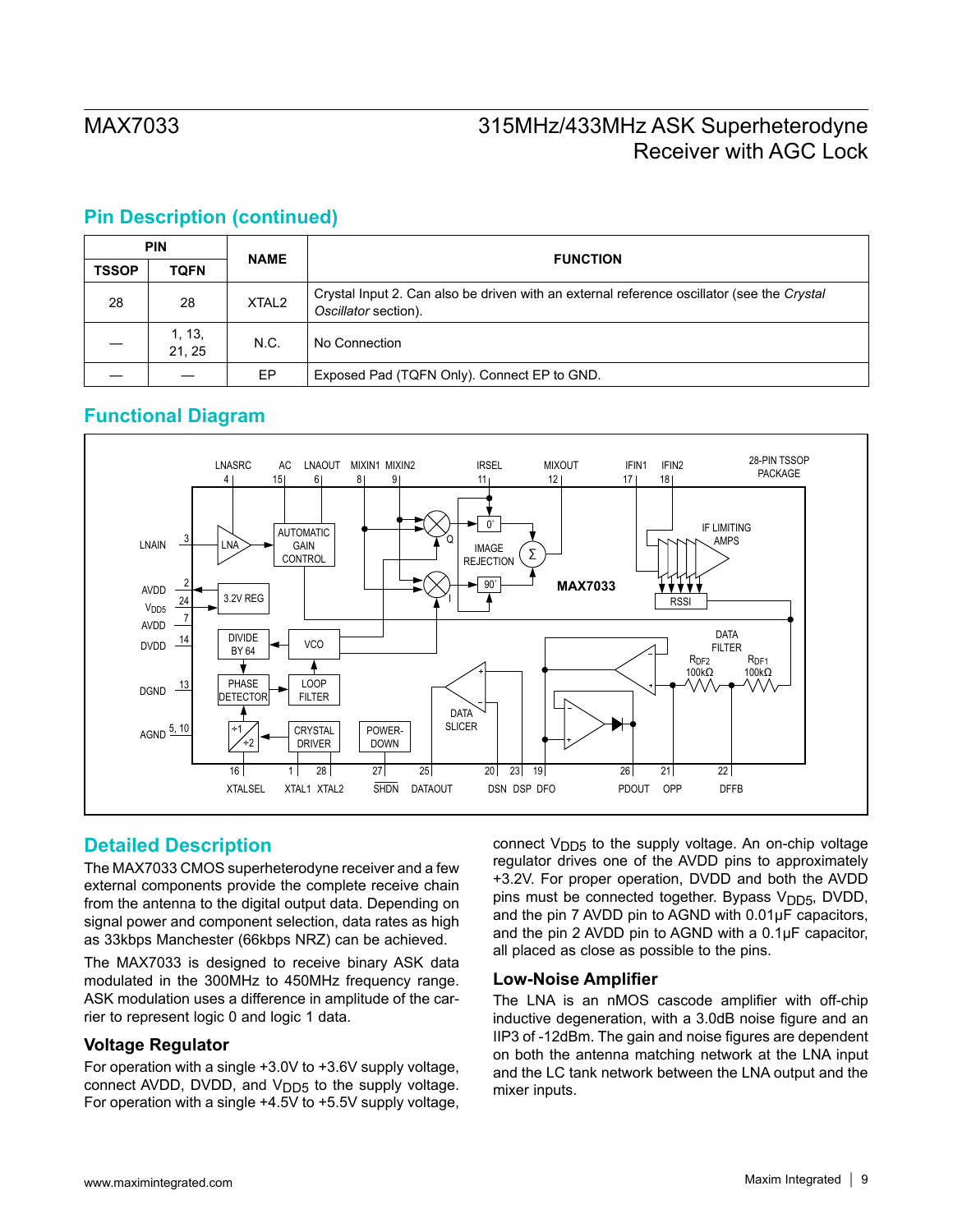## Pin Description (continued)

| PIN | | NAME | FUNCTION |
|---|---|---|---|
| TSSOP | TQFN | | |
| 28 | 28 | XTAL2 | Crystal Input 2. Can also be driven with an external reference oscillator (see the *Crystal Oscillator* section). |
| — | 1, 13, 21, 25 | N.C. | No Connection |
| — | — | EP | Exposed Pad (TQFN Only). Connect EP to GND. |

## Functional Diagram

## Detailed Description

The MAX7033 CMOS superheterodyne receiver and a few external components provide the complete receive chain from the antenna to the digital output data. Depending on signal power and component selection, data rates as high as 33kbps Manchester (66kbps NRZ) can be achieved.

The MAX7033 is designed to receive binary ASK data modulated in the 300MHz to 450MHz frequency range. ASK modulation uses a difference in amplitude of the carrier to represent logic 0 and logic 1 data.

### Voltage Regulator

For operation with a single +3.0V to +3.6V supply voltage, connect AVDD, DVDD, and $V_{DD5}$ to the supply voltage. For operation with a single +4.5V to +5.5V supply voltage, connect $V_{DD5}$ to the supply voltage. An on-chip voltage regulator drives one of the AVDD pins to approximately +3.2V. For proper operation, DVDD and both the AVDD pins must be connected together. Bypass $V_{DD5}$, DVDD, and the pin 7 AVDD pin to AGND with 0.01µF capacitors, and the pin 2 AVDD pin to AGND with a 0.1µF capacitor, all placed as close as possible to the pins.

### Low-Noise Amplifier

The LNA is an nMOS cascode amplifier with off-chip inductive degeneration, with a 3.0dB noise figure and an IIP3 of -12dBm. The gain and noise figures are dependent on both the antenna matching network at the LNA input and the LC tank network between the LNA output and the mixer inputs.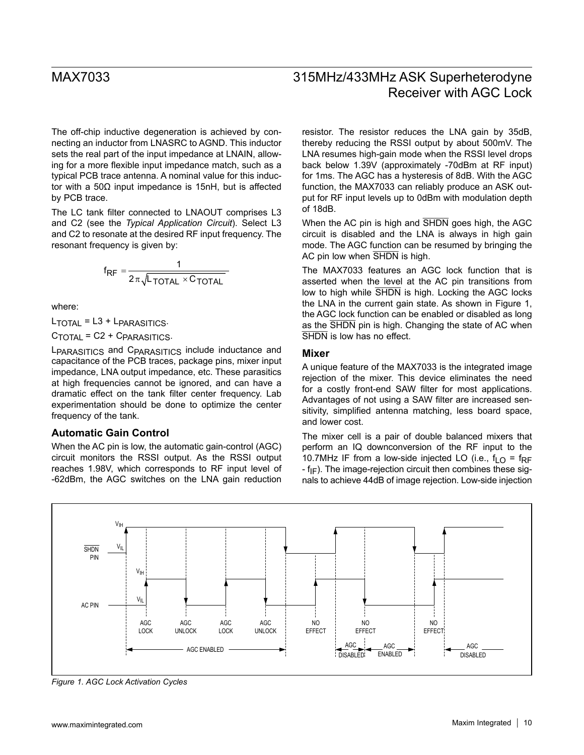The off-chip inductive degeneration is achieved by connecting an inductor from LNASRC to AGND. This inductor sets the real part of the input impedance at LNAIN, allowing for a more flexible input impedance match, such as a typical PCB trace antenna. A nominal value for this inductor with a 50Ω input impedance is 15nH, but is affected by PCB trace.

The LC tank filter connected to LNAOUT comprises L3 and C2 (see the *Typical Application Circuit*). Select L3 and C2 to resonate at the desired RF input frequency. The resonant frequency is given by:

$$f_{RF} = \frac{1}{2\pi\sqrt{L_{TOTAL} \times C_{TOTAL}}}$$

where:

$L_{TOTAL} = L3 + L_{PARASITICS}$.

$C_{TOTAL} = C2 + C_{PARASITICS}$.

$L_{PARASITICS}$ and $C_{PARASITICS}$ include inductance and capacitance of the PCB traces, package pins, mixer input impedance, LNA output impedance, etc. These parasitics at high frequencies cannot be ignored, and can have a dramatic effect on the tank filter center frequency. Lab experimentation should be done to optimize the center frequency of the tank.

### Automatic Gain Control

When the AC pin is low, the automatic gain-control (AGC) circuit monitors the RSSI output. As the RSSI output reaches 1.98V, which corresponds to RF input level of -62dBm, the AGC switches on the LNA gain reduction resistor. The resistor reduces the LNA gain by 35dB, thereby reducing the RSSI output by about 500mV. The LNA resumes high-gain mode when the RSSI level drops back below 1.39V (approximately -70dBm at RF input) for 1ms. The AGC has a hysteresis of 8dB. With the AGC function, the MAX7033 can reliably produce an ASK output for RF input levels up to 0dBm with modulation depth of 18dB.

When the AC pin is high and $\overline{SHDN}$ goes high, the AGC circuit is disabled and the LNA is always in high gain mode. The AGC function can be resumed by bringing the AC pin low when $\overline{SHDN}$ is high.

The MAX7033 features an AGC lock function that is asserted when the level at the AC pin transitions from low to high while $\overline{SHDN}$ is high. Locking the AGC locks the LNA in the current gain state. As shown in Figure 1, the AGC lock function can be enabled or disabled as long as the $\overline{SHDN}$ pin is high. Changing the state of AC when $\overline{SHDN}$ is low has no effect.

### Mixer

A unique feature of the MAX7033 is the integrated image rejection of the mixer. This device eliminates the need for a costly front-end SAW filter for most applications. Advantages of not using a SAW filter are increased sensitivity, simplified antenna matching, less board space, and lower cost.

The mixer cell is a pair of double balanced mixers that perform an IQ downconversion of the RF input to the 10.7MHz IF from a low-side injected LO (i.e., $f_{LO} = f_{RF} - f_{IF}$). The image-rejection circuit then combines these signals to achieve 44dB of image rejection. Low-side injection

*Figure 1. AGC Lock Activation Cycles*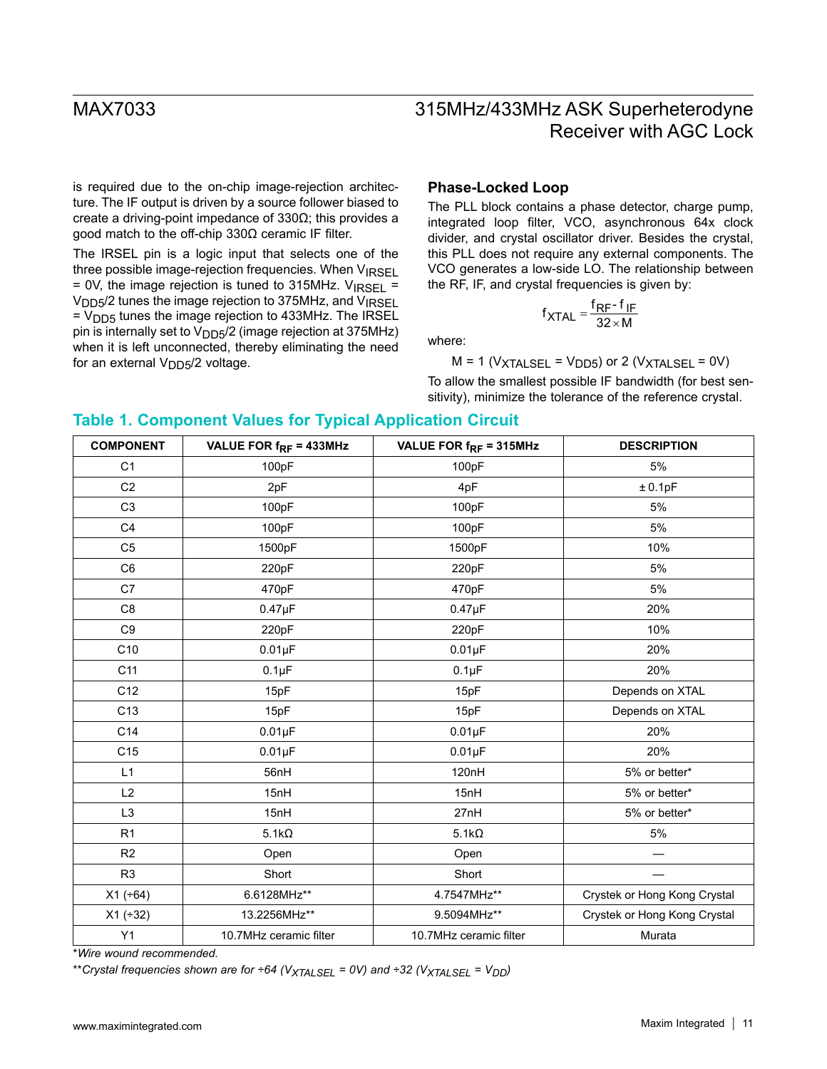is required due to the on-chip image-rejection architecture. The IF output is driven by a source follower biased to create a driving-point impedance of 330Ω; this provides a good match to the off-chip 330Ω ceramic IF filter.

The IRSEL pin is a logic input that selects one of the three possible image-rejection frequencies. When $V_{IRSEL}$ = 0V, the image rejection is tuned to 315MHz. $V_{IRSEL}$ = $V_{DD5}/2$ tunes the image rejection to 375MHz, and $V_{IRSEL}$ = $V_{DD5}$ tunes the image rejection to 433MHz. The IRSEL pin is internally set to $V_{DD5}/2$ (image rejection at 375MHz) when it is left unconnected, thereby eliminating the need for an external $V_{DD5}/2$ voltage.

### Phase-Locked Loop

The PLL block contains a phase detector, charge pump, integrated loop filter, VCO, asynchronous 64x clock divider, and crystal oscillator driver. Besides the crystal, this PLL does not require any external components. The VCO generates a low-side LO. The relationship between the RF, IF, and crystal frequencies is given by:

$$f_{XTAL} = \frac{f_{RF} - f_{IF}}{32 \times M}$$

where:

M = 1 ($V_{XTALSEL}$ = $V_{DD5}$) or 2 ($V_{XTALSEL}$ = 0V)

To allow the smallest possible IF bandwidth (for best sensitivity), minimize the tolerance of the reference crystal.

## Table 1. Component Values for Typical Application Circuit

| COMPONENT | VALUE FOR $f_{RF}$ = 433MHz | VALUE FOR $f_{RF}$ = 315MHz | DESCRIPTION |
|---|---|---|---|
| C1 | 100pF | 100pF | 5% |
| C2 | 2pF | 4pF | ± 0.1pF |
| C3 | 100pF | 100pF | 5% |
| C4 | 100pF | 100pF | 5% |
| C5 | 1500pF | 1500pF | 10% |
| C6 | 220pF | 220pF | 5% |
| C7 | 470pF | 470pF | 5% |
| C8 | 0.47µF | 0.47µF | 20% |
| C9 | 220pF | 220pF | 10% |
| C10 | 0.01µF | 0.01µF | 20% |
| C11 | 0.1µF | 0.1µF | 20% |
| C12 | 15pF | 15pF | Depends on XTAL |
| C13 | 15pF | 15pF | Depends on XTAL |
| C14 | 0.01µF | 0.01µF | 20% |
| C15 | 0.01µF | 0.01µF | 20% |
| L1 | 56nH | 120nH | 5% or better* |
| L2 | 15nH | 15nH | 5% or better* |
| L3 | 15nH | 27nH | 5% or better* |
| R1 | 5.1kΩ | 5.1kΩ | 5% |
| R2 | Open | Open | — |
| R3 | Short | Short | — |
| X1 (÷64) | 6.6128MHz** | 4.7547MHz** | Crystek or Hong Kong Crystal |
| X1 (÷32) | 13.2256MHz** | 9.5094MHz** | Crystek or Hong Kong Crystal |
| Y1 | 10.7MHz ceramic filter | 10.7MHz ceramic filter | Murata |

*Wire wound recommended.

**Crystal frequencies shown are for ÷64 ($V_{XTALSEL}$ = 0V) and ÷32 ($V_{XTALSEL}$ = $V_{DD}$)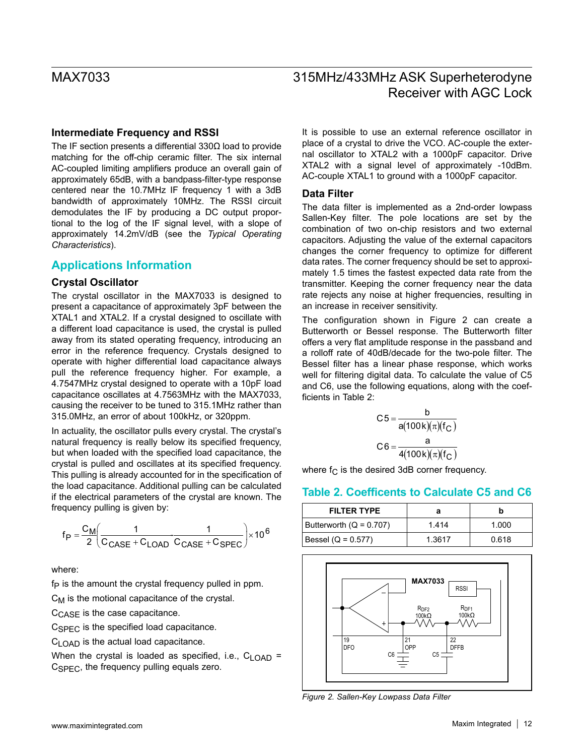### Intermediate Frequency and RSSI

The IF section presents a differential 330Ω load to provide matching for the off-chip ceramic filter. The six internal AC-coupled limiting amplifiers produce an overall gain of approximately 65dB, with a bandpass-filter-type response centered near the 10.7MHz IF frequency 1 with a 3dB bandwidth of approximately 10MHz. The RSSI circuit demodulates the IF by producing a DC output proportional to the log of the IF signal level, with a slope of approximately 14.2mV/dB (see the *Typical Operating Characteristics*).

## Applications Information

### Crystal Oscillator

The crystal oscillator in the MAX7033 is designed to present a capacitance of approximately 3pF between the XTAL1 and XTAL2. If a crystal designed to oscillate with a different load capacitance is used, the crystal is pulled away from its stated operating frequency, introducing an error in the reference frequency. Crystals designed to operate with higher differential load capacitance always pull the reference frequency higher. For example, a 4.7547MHz crystal designed to operate with a 10pF load capacitance oscillates at 4.7563MHz with the MAX7033, causing the receiver to be tuned to 315.1MHz rather than 315.0MHz, an error of about 100kHz, or 320ppm.

In actuality, the oscillator pulls every crystal. The crystal's natural frequency is really below its specified frequency, but when loaded with the specified load capacitance, the crystal is pulled and oscillates at its specified frequency. This pulling is already accounted for in the specification of the load capacitance. Additional pulling can be calculated if the electrical parameters of the crystal are known. The frequency pulling is given by:

$$f_P = \frac{C_M}{2}\left(\frac{1}{C_{CASE} + C_{LOAD}} - \frac{1}{C_{CASE} + C_{SPEC}}\right) \times 10^6$$

where:

$f_P$ is the amount the crystal frequency pulled in ppm.

$C_M$ is the motional capacitance of the crystal.

$C_{CASE}$ is the case capacitance.

$C_{SPEC}$ is the specified load capacitance.

$C_{LOAD}$ is the actual load capacitance.

When the crystal is loaded as specified, i.e., $C_{LOAD} = C_{SPEC}$, the frequency pulling equals zero.

It is possible to use an external reference oscillator in place of a crystal to drive the VCO. AC-couple the external oscillator to XTAL2 with a 1000pF capacitor. Drive XTAL2 with a signal level of approximately -10dBm. AC-couple XTAL1 to ground with a 1000pF capacitor.

### Data Filter

The data filter is implemented as a 2nd-order lowpass Sallen-Key filter. The pole locations are set by the combination of two on-chip resistors and two external capacitors. Adjusting the value of the external capacitors changes the corner frequency to optimize for different data rates. The corner frequency should be set to approximately 1.5 times the fastest expected data rate from the transmitter. Keeping the corner frequency near the data rate rejects any noise at higher frequencies, resulting in an increase in receiver sensitivity.

The configuration shown in Figure 2 can create a Butterworth or Bessel response. The Butterworth filter offers a very flat amplitude response in the passband and a rolloff rate of 40dB/decade for the two-pole filter. The Bessel filter has a linear phase response, which works well for filtering digital data. To calculate the value of C5 and C6, use the following equations, along with the coefficients in Table 2:

$$C5 = \frac{b}{a(100k)(\pi)(f_C)}$$

$$C6 = \frac{a}{4(100k)(\pi)(f_C)}$$

where $f_C$ is the desired 3dB corner frequency.

### Table 2. Coefficents to Calculate C5 and C6

| FILTER TYPE | a | b |
|---|---|---|
| Butterworth (Q = 0.707) | 1.414 | 1.000 |
| Bessel (Q = 0.577) | 1.3617 | 0.618 |

*Figure 2. Sallen-Key Lowpass Data Filter*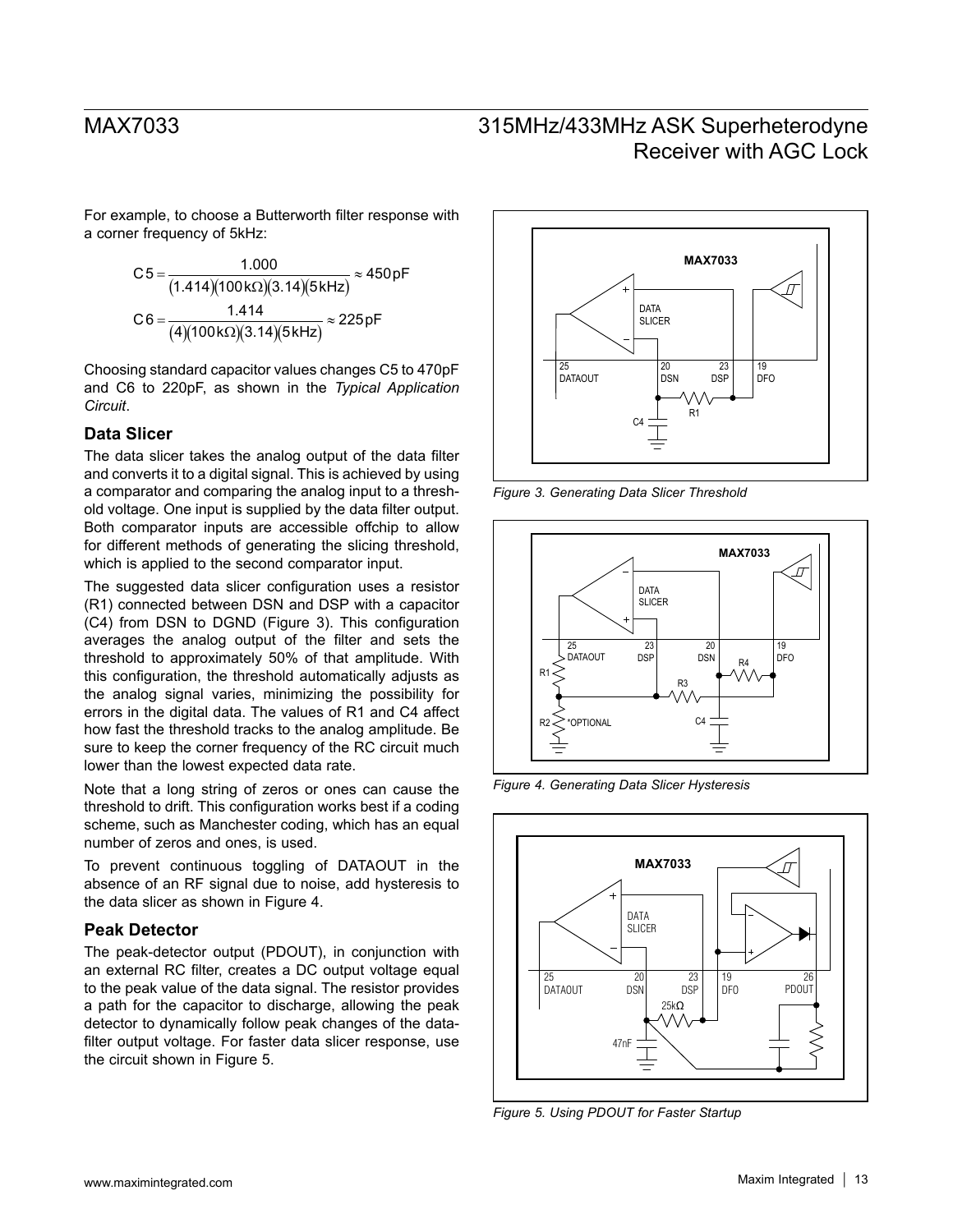For example, to choose a Butterworth filter response with a corner frequency of 5kHz:

$$C5 = \frac{1.000}{(1.414)(100k\Omega)(3.14)(5kHz)} \approx 450pF$$

$$C6 = \frac{1.414}{(4)(100k\Omega)(3.14)(5kHz)} \approx 225pF$$

Choosing standard capacitor values changes C5 to 470pF and C6 to 220pF, as shown in the *Typical Application Circuit*.

### Data Slicer

The data slicer takes the analog output of the data filter and converts it to a digital signal. This is achieved by using a comparator and comparing the analog input to a threshold voltage. One input is supplied by the data filter output. Both comparator inputs are accessible offchip to allow for different methods of generating the slicing threshold, which is applied to the second comparator input.

The suggested data slicer configuration uses a resistor (R1) connected between DSN and DSP with a capacitor (C4) from DSN to DGND (Figure 3). This configuration averages the analog output of the filter and sets the threshold to approximately 50% of that amplitude. With this configuration, the threshold automatically adjusts as the analog signal varies, minimizing the possibility for errors in the digital data. The values of R1 and C4 affect how fast the threshold tracks to the analog amplitude. Be sure to keep the corner frequency of the RC circuit much lower than the lowest expected data rate.

Note that a long string of zeros or ones can cause the threshold to drift. This configuration works best if a coding scheme, such as Manchester coding, which has an equal number of zeros and ones, is used.

To prevent continuous toggling of DATAOUT in the absence of an RF signal due to noise, add hysteresis to the data slicer as shown in Figure 4.

### Peak Detector

The peak-detector output (PDOUT), in conjunction with an external RC filter, creates a DC output voltage equal to the peak value of the data signal. The resistor provides a path for the capacitor to discharge, allowing the peak detector to dynamically follow peak changes of the data-filter output voltage. For faster data slicer response, use the circuit shown in Figure 5.

*Figure 3. Generating Data Slicer Threshold*

*Figure 4. Generating Data Slicer Hysteresis*

*Figure 5. Using PDOUT for Faster Startup*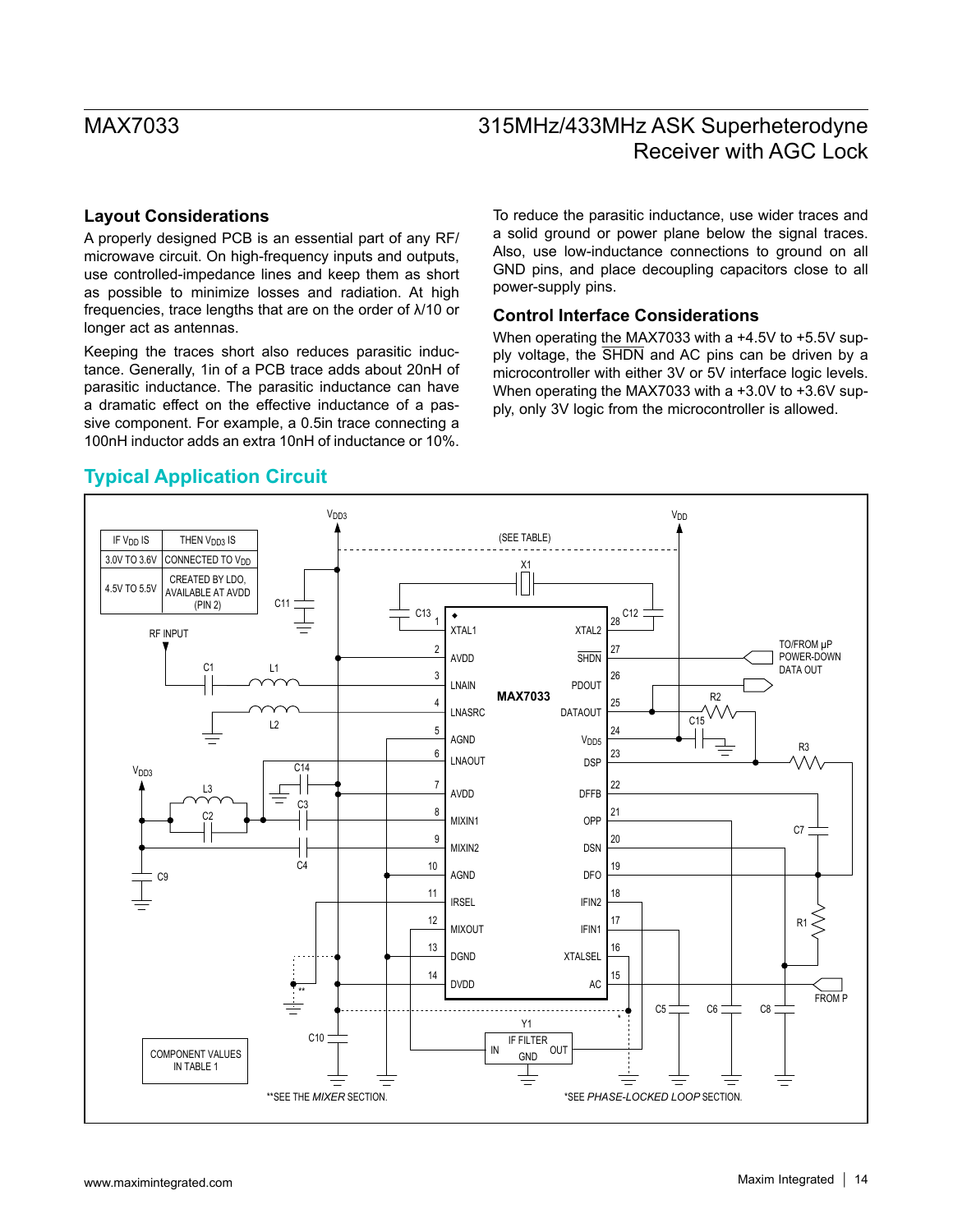## Layout Considerations

A properly designed PCB is an essential part of any RF/microwave circuit. On high-frequency inputs and outputs, use controlled-impedance lines and keep them as short as possible to minimize losses and radiation. At high frequencies, trace lengths that are on the order of λ/10 or longer act as antennas.

Keeping the traces short also reduces parasitic inductance. Generally, 1in of a PCB trace adds about 20nH of parasitic inductance. The parasitic inductance can have a dramatic effect on the effective inductance of a passive component. For example, a 0.5in trace connecting a 100nH inductor adds an extra 10nH of inductance or 10%.

To reduce the parasitic inductance, use wider traces and a solid ground or power plane below the signal traces. Also, use low-inductance connections to ground on all GND pins, and place decoupling capacitors close to all power-supply pins.

## Control Interface Considerations

When operating the MAX7033 with a +4.5V to +5.5V supply voltage, the SHDN and AC pins can be driven by a microcontroller with either 3V or 5V interface logic levels. When operating the MAX7033 with a +3.0V to +3.6V supply, only 3V logic from the microcontroller is allowed.

## Typical Application Circuit

| IF $V_{DD}$ IS | THEN $V_{DD3}$ IS |
|---|---|
| 3.0V TO 3.6V | CONNECTED TO $V_{DD}$ |
| 4.5V TO 5.5V | CREATED BY LDO, AVAILABLE AT AVDD (PIN 2) |

COMPONENT VALUES IN TABLE 1

**SEE THE *MIXER* SECTION.

*SEE *PHASE-LOCKED LOOP* SECTION.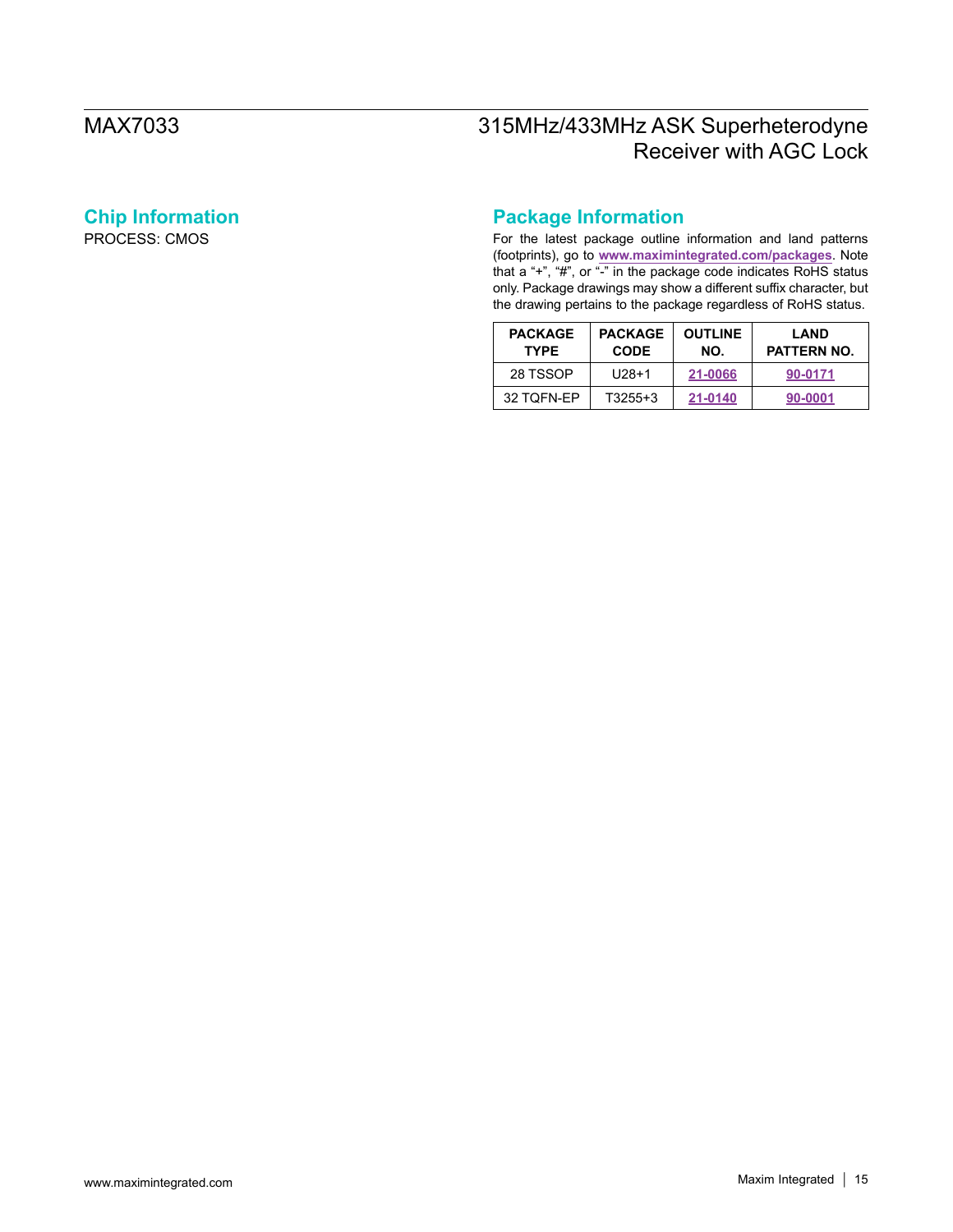## Chip Information

PROCESS: CMOS

## Package Information

For the latest package outline information and land patterns (footprints), go to **www.maximintegrated.com/packages**. Note that a "+", "#", or "-" in the package code indicates RoHS status only. Package drawings may show a different suffix character, but the drawing pertains to the package regardless of RoHS status.

| PACKAGE TYPE | PACKAGE CODE | OUTLINE NO. | LAND PATTERN NO. |
|---|---|---|---|
| 28 TSSOP | U28+1 | 21-0066 | 90-0171 |
| 32 TQFN-EP | T3255+3 | 21-0140 | 90-0001 |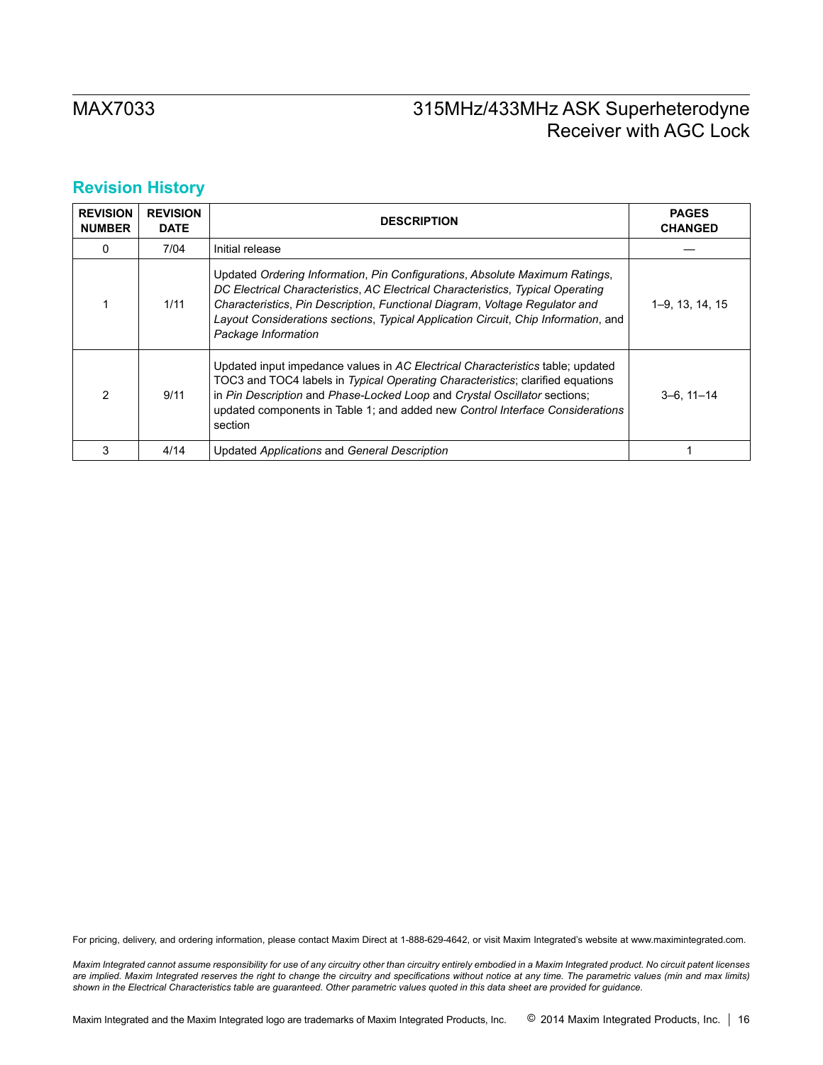## Revision History

| REVISION NUMBER | REVISION DATE | DESCRIPTION | PAGES CHANGED |
|---|---|---|---|
| 0 | 7/04 | Initial release | — |
| 1 | 1/11 | Updated *Ordering Information*, *Pin Configurations*, *Absolute Maximum Ratings*, *DC Electrical Characteristics*, *AC Electrical Characteristics*, *Typical Operating Characteristics*, *Pin Description*, *Functional Diagram*, *Voltage Regulator and Layout Considerations sections*, *Typical Application Circuit*, *Chip Information*, and *Package Information* | 1–9, 13, 14, 15 |
| 2 | 9/11 | Updated input impedance values in *AC Electrical Characteristics* table; updated TOC3 and TOC4 labels in *Typical Operating Characteristics*; clarified equations in *Pin Description* and *Phase-Locked Loop* and *Crystal Oscillator* sections; updated components in Table 1; and added new *Control Interface Considerations* section | 3–6, 11–14 |
| 3 | 4/14 | Updated *Applications* and *General Description* | 1 |

For pricing, delivery, and ordering information, please contact Maxim Direct at 1-888-629-4642, or visit Maxim Integrated's website at www.maximintegrated.com.

*Maxim Integrated cannot assume responsibility for use of any circuitry other than circuitry entirely embodied in a Maxim Integrated product. No circuit patent licenses are implied. Maxim Integrated reserves the right to change the circuitry and specifications without notice at any time. The parametric values (min and max limits) shown in the Electrical Characteristics table are guaranteed. Other parametric values quoted in this data sheet are provided for guidance.*

Maxim Integrated and the Maxim Integrated logo are trademarks of Maxim Integrated Products, Inc. © 2014 Maxim Integrated Products, Inc.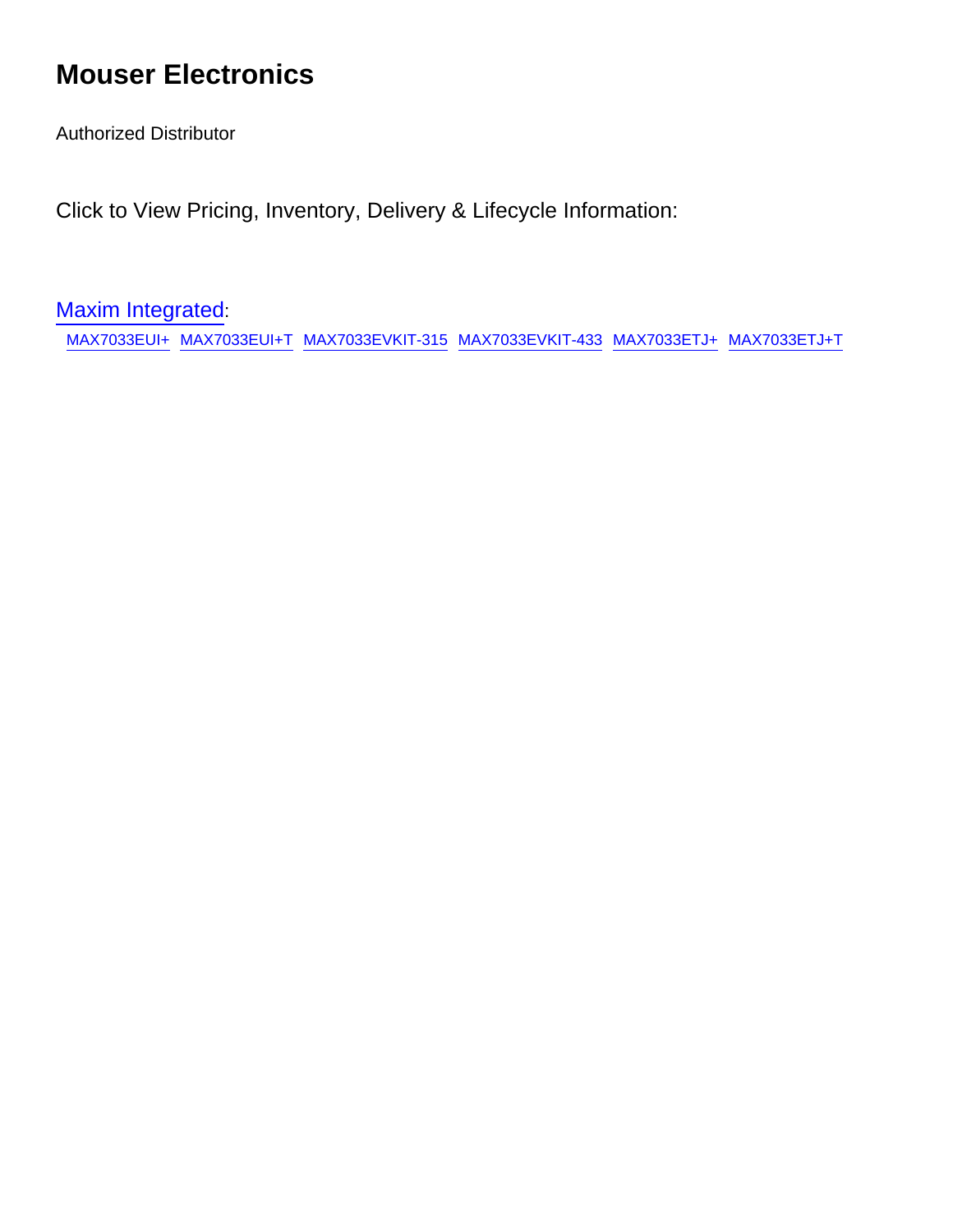# Mouser Electronics

Authorized Distributor

Click to View Pricing, Inventory, Delivery & Lifecycle Information:

Maxim Integrated:

MAX7033EUI+ MAX7033EUI+T MAX7033EVKIT-315 MAX7033EVKIT-433 MAX7033ETJ+ MAX7033ETJ+T